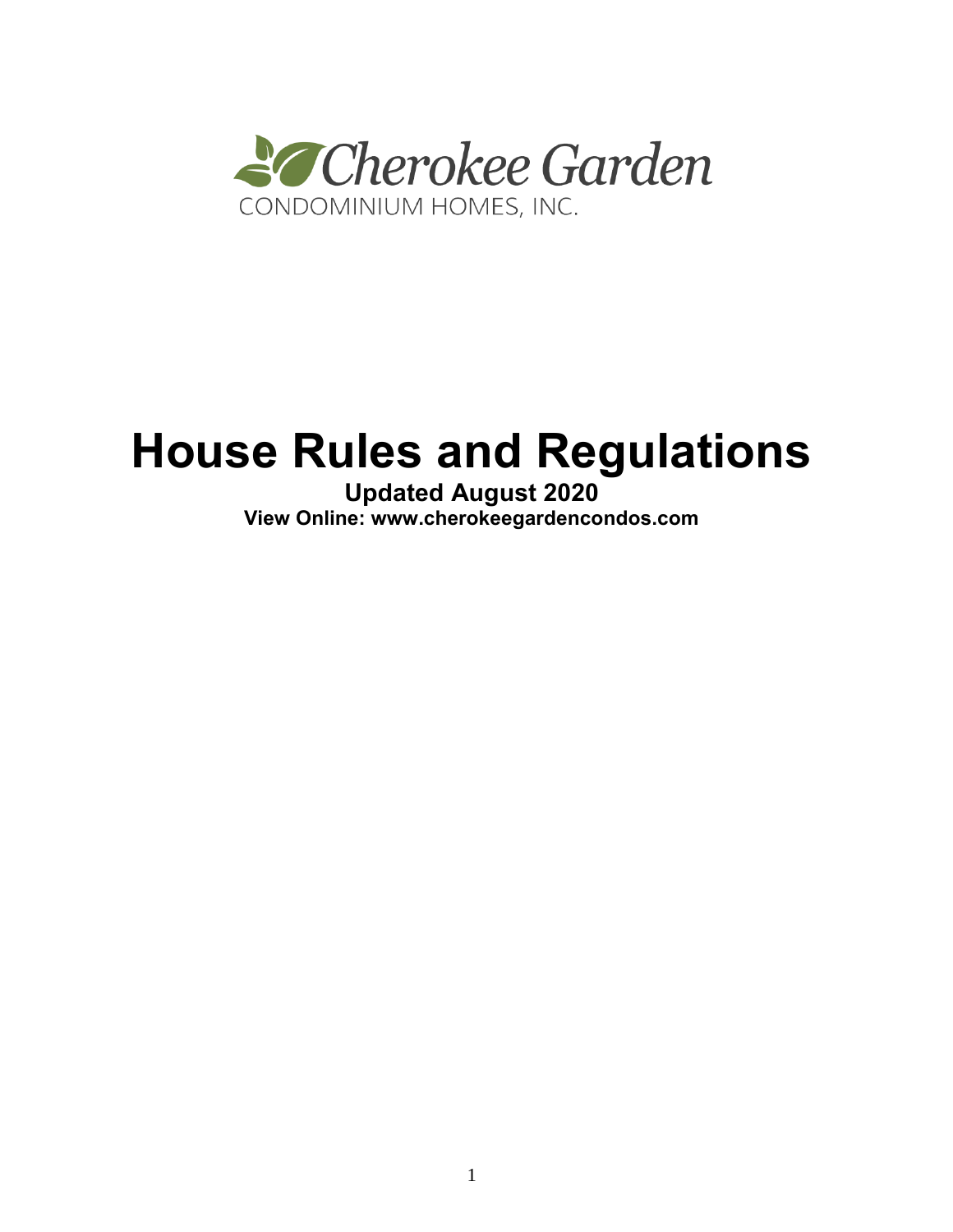Cherokee Garden

CONDOMINIUM HOMES, INC.

# House Rules and Regulations

**Updated August 2020**

**View Online: www.cherokeegardencondos.com**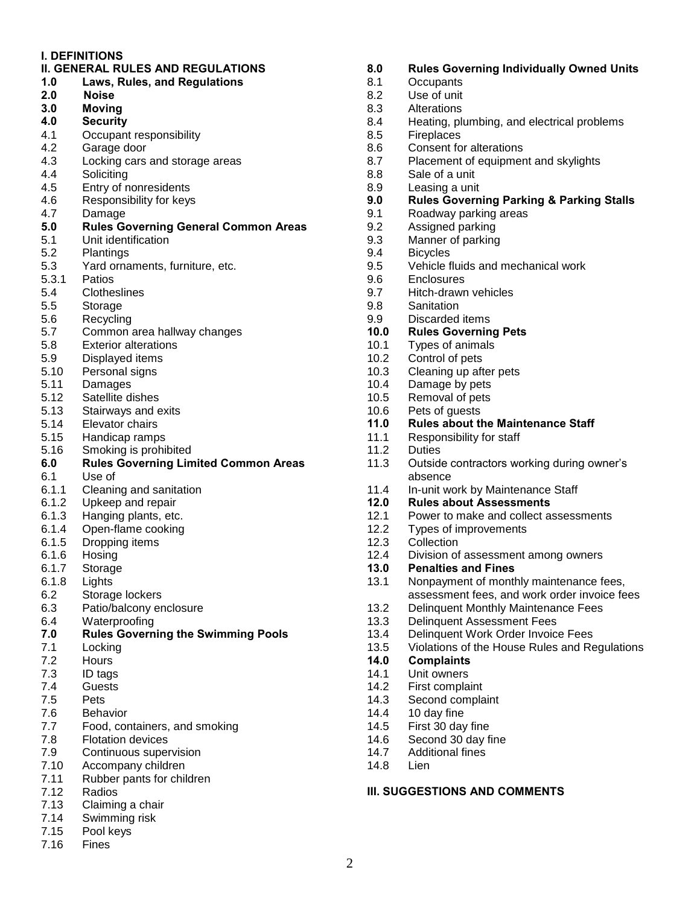**I. DEFINITIONS**

**II. GENERAL RULES AND REGULATIONS**

**1.0 Laws, Rules, and Regulations**

**2.0 Noise**

**3.0 Moving**

**4.0 Security**

4.1 Occupant responsibility
4.2 Garage door
4.3 Locking cars and storage areas
4.4 Soliciting
4.5 Entry of nonresidents
4.6 Responsibility for keys
4.7 Damage

**5.0 Rules Governing General Common Areas**

5.1 Unit identification
5.2 Plantings
5.3 Yard ornaments, furniture, etc.
5.3.1 Patios
5.4 Clotheslines
5.5 Storage
5.6 Recycling
5.7 Common area hallway changes
5.8 Exterior alterations
5.9 Displayed items
5.10 Personal signs
5.11 Damages
5.12 Satellite dishes
5.13 Stairways and exits
5.14 Elevator chairs
5.15 Handicap ramps
5.16 Smoking is prohibited

**6.0 Rules Governing Limited Common Areas**

6.1 Use of
6.1.1 Cleaning and sanitation
6.1.2 Upkeep and repair
6.1.3 Hanging plants, etc.
6.1.4 Open-flame cooking
6.1.5 Dropping items
6.1.6 Hosing
6.1.7 Storage
6.1.8 Lights
6.2 Storage lockers
6.3 Patio/balcony enclosure
6.4 Waterproofing

**7.0 Rules Governing the Swimming Pools**

7.1 Locking
7.2 Hours
7.3 ID tags
7.4 Guests
7.5 Pets
7.6 Behavior
7.7 Food, containers, and smoking
7.8 Flotation devices
7.9 Continuous supervision
7.10 Accompany children
7.11 Rubber pants for children
7.12 Radios
7.13 Claiming a chair
7.14 Swimming risk
7.15 Pool keys
7.16 Fines

**8.0 Rules Governing Individually Owned Units**

8.1 Occupants
8.2 Use of unit
8.3 Alterations
8.4 Heating, plumbing, and electrical problems
8.5 Fireplaces
8.6 Consent for alterations
8.7 Placement of equipment and skylights
8.8 Sale of a unit
8.9 Leasing a unit

**9.0 Rules Governing Parking & Parking Stalls**

9.1 Roadway parking areas
9.2 Assigned parking
9.3 Manner of parking
9.4 Bicycles
9.5 Vehicle fluids and mechanical work
9.6 Enclosures
9.7 Hitch-drawn vehicles
9.8 Sanitation
9.9 Discarded items

**10.0 Rules Governing Pets**

10.1 Types of animals
10.2 Control of pets
10.3 Cleaning up after pets
10.4 Damage by pets
10.5 Removal of pets
10.6 Pets of guests

**11.0 Rules about the Maintenance Staff**

11.1 Responsibility for staff
11.2 Duties
11.3 Outside contractors working during owner's absence
11.4 In-unit work by Maintenance Staff

**12.0 Rules about Assessments**

12.1 Power to make and collect assessments
12.2 Types of improvements
12.3 Collection
12.4 Division of assessment among owners

**13.0 Penalties and Fines**

13.1 Nonpayment of monthly maintenance fees, assessment fees, and work order invoice fees
13.2 Delinquent Monthly Maintenance Fees
13.3 Delinquent Assessment Fees
13.4 Delinquent Work Order Invoice Fees
13.5 Violations of the House Rules and Regulations

**14.0 Complaints**

14.1 Unit owners
14.2 First complaint
14.3 Second complaint
14.4 10 day fine
14.5 First 30 day fine
14.6 Second 30 day fine
14.7 Additional fines
14.8 Lien

**III. SUGGESTIONS AND COMMENTS**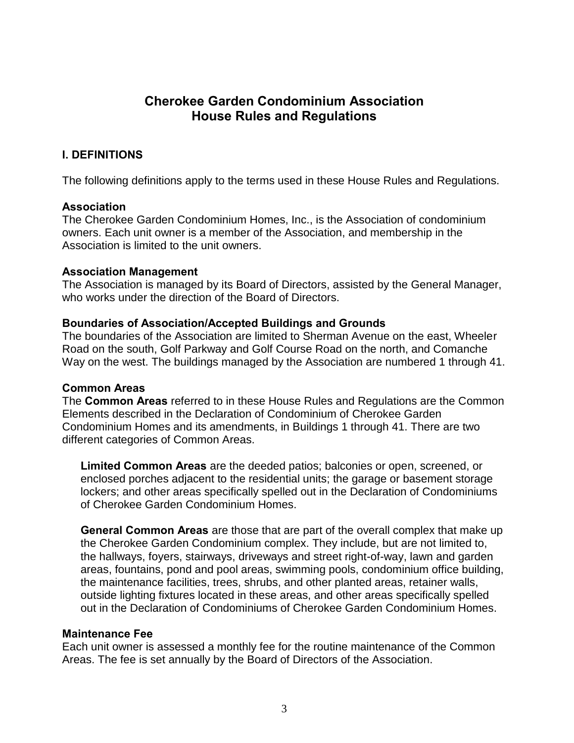# Cherokee Garden Condominium Association
# House Rules and Regulations

## I. DEFINITIONS

The following definitions apply to the terms used in these House Rules and Regulations.

### Association

The Cherokee Garden Condominium Homes, Inc., is the Association of condominium owners. Each unit owner is a member of the Association, and membership in the Association is limited to the unit owners.

### Association Management

The Association is managed by its Board of Directors, assisted by the General Manager, who works under the direction of the Board of Directors.

### Boundaries of Association/Accepted Buildings and Grounds

The boundaries of the Association are limited to Sherman Avenue on the east, Wheeler Road on the south, Golf Parkway and Golf Course Road on the north, and Comanche Way on the west. The buildings managed by the Association are numbered 1 through 41.

### Common Areas

The **Common Areas** referred to in these House Rules and Regulations are the Common Elements described in the Declaration of Condominium of Cherokee Garden Condominium Homes and its amendments, in Buildings 1 through 41. There are two different categories of Common Areas.

**Limited Common Areas** are the deeded patios; balconies or open, screened, or enclosed porches adjacent to the residential units; the garage or basement storage lockers; and other areas specifically spelled out in the Declaration of Condominiums of Cherokee Garden Condominium Homes.

**General Common Areas** are those that are part of the overall complex that make up the Cherokee Garden Condominium complex. They include, but are not limited to, the hallways, foyers, stairways, driveways and street right-of-way, lawn and garden areas, fountains, pond and pool areas, swimming pools, condominium office building, the maintenance facilities, trees, shrubs, and other planted areas, retainer walls, outside lighting fixtures located in these areas, and other areas specifically spelled out in the Declaration of Condominiums of Cherokee Garden Condominium Homes.

### Maintenance Fee

Each unit owner is assessed a monthly fee for the routine maintenance of the Common Areas. The fee is set annually by the Board of Directors of the Association.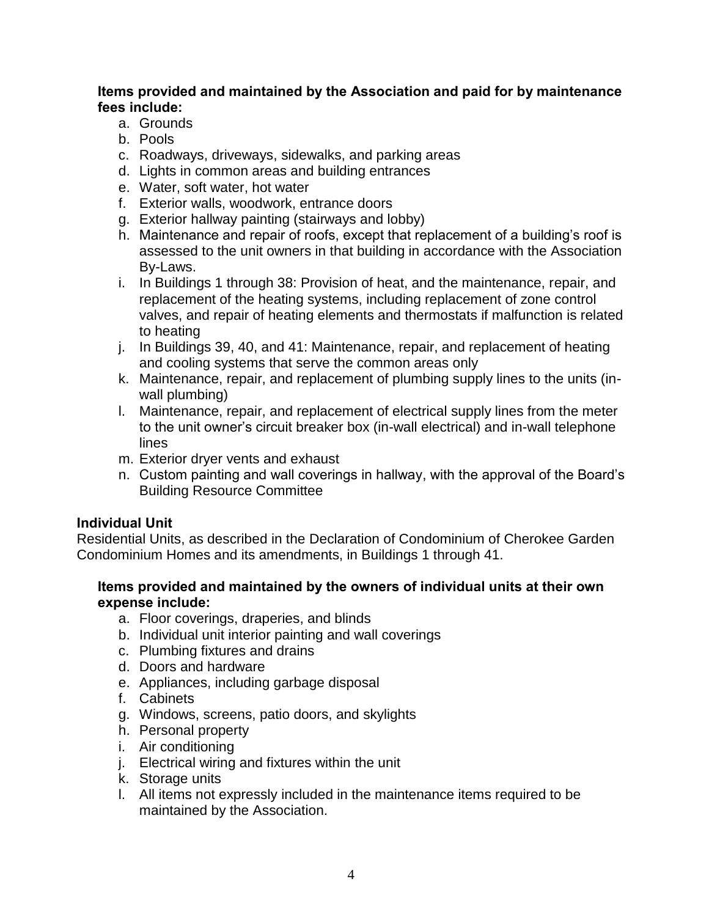**Items provided and maintained by the Association and paid for by maintenance fees include:**

a. Grounds
b. Pools
c. Roadways, driveways, sidewalks, and parking areas
d. Lights in common areas and building entrances
e. Water, soft water, hot water
f. Exterior walls, woodwork, entrance doors
g. Exterior hallway painting (stairways and lobby)
h. Maintenance and repair of roofs, except that replacement of a building's roof is assessed to the unit owners in that building in accordance with the Association By-Laws.
i. In Buildings 1 through 38: Provision of heat, and the maintenance, repair, and replacement of the heating systems, including replacement of zone control valves, and repair of heating elements and thermostats if malfunction is related to heating
j. In Buildings 39, 40, and 41: Maintenance, repair, and replacement of heating and cooling systems that serve the common areas only
k. Maintenance, repair, and replacement of plumbing supply lines to the units (in-wall plumbing)
l. Maintenance, repair, and replacement of electrical supply lines from the meter to the unit owner's circuit breaker box (in-wall electrical) and in-wall telephone lines
m. Exterior dryer vents and exhaust
n. Custom painting and wall coverings in hallway, with the approval of the Board's Building Resource Committee

**Individual Unit**

Residential Units, as described in the Declaration of Condominium of Cherokee Garden Condominium Homes and its amendments, in Buildings 1 through 41.

**Items provided and maintained by the owners of individual units at their own expense include:**

a. Floor coverings, draperies, and blinds
b. Individual unit interior painting and wall coverings
c. Plumbing fixtures and drains
d. Doors and hardware
e. Appliances, including garbage disposal
f. Cabinets
g. Windows, screens, patio doors, and skylights
h. Personal property
i. Air conditioning
j. Electrical wiring and fixtures within the unit
k. Storage units
l. All items not expressly included in the maintenance items required to be maintained by the Association.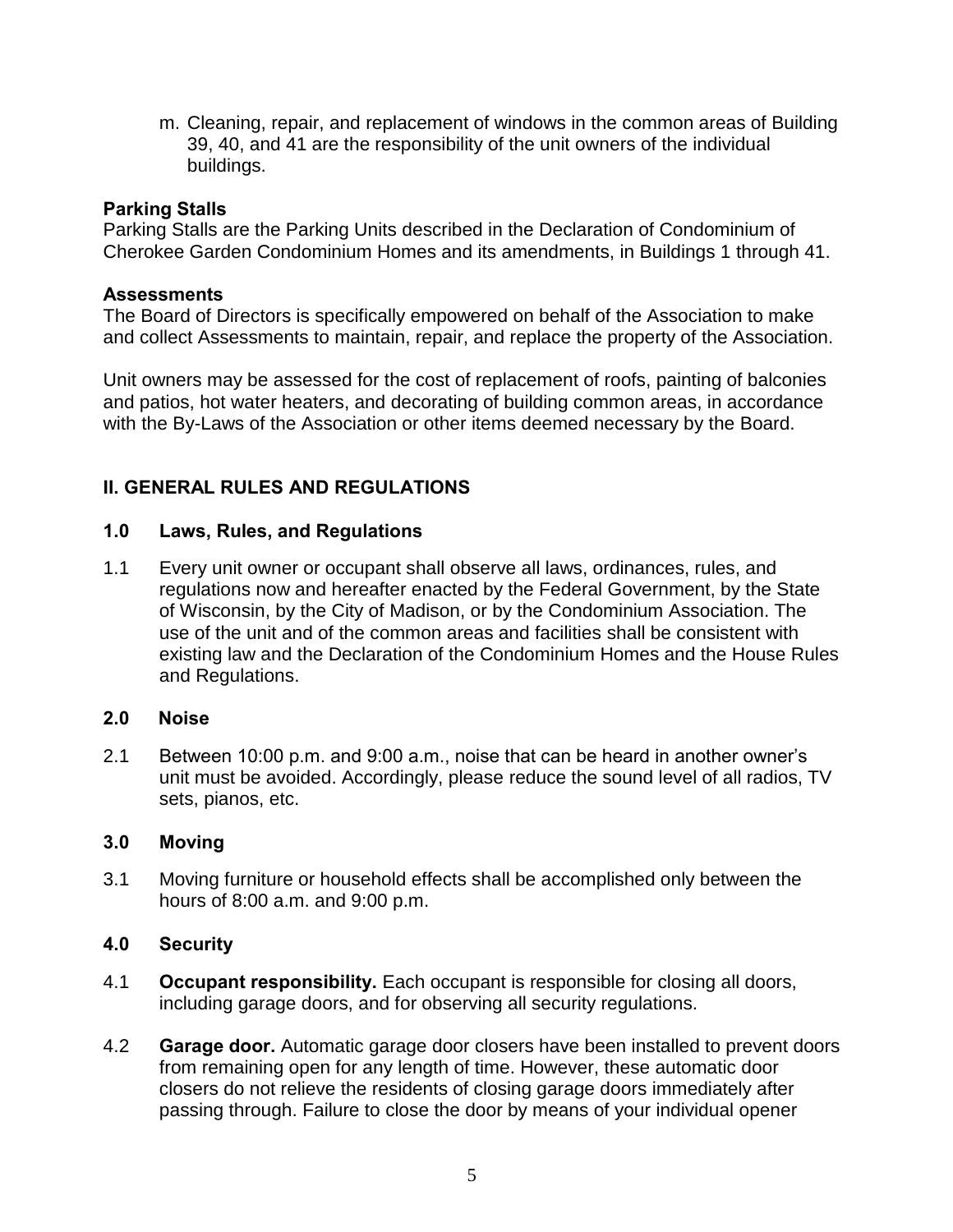m. Cleaning, repair, and replacement of windows in the common areas of Building 39, 40, and 41 are the responsibility of the unit owners of the individual buildings.

**Parking Stalls**

Parking Stalls are the Parking Units described in the Declaration of Condominium of Cherokee Garden Condominium Homes and its amendments, in Buildings 1 through 41.

**Assessments**

The Board of Directors is specifically empowered on behalf of the Association to make and collect Assessments to maintain, repair, and replace the property of the Association.

Unit owners may be assessed for the cost of replacement of roofs, painting of balconies and patios, hot water heaters, and decorating of building common areas, in accordance with the By-Laws of the Association or other items deemed necessary by the Board.

## II. GENERAL RULES AND REGULATIONS

### 1.0 Laws, Rules, and Regulations

1.1 Every unit owner or occupant shall observe all laws, ordinances, rules, and regulations now and hereafter enacted by the Federal Government, by the State of Wisconsin, by the City of Madison, or by the Condominium Association. The use of the unit and of the common areas and facilities shall be consistent with existing law and the Declaration of the Condominium Homes and the House Rules and Regulations.

### 2.0 Noise

2.1 Between 10:00 p.m. and 9:00 a.m., noise that can be heard in another owner's unit must be avoided. Accordingly, please reduce the sound level of all radios, TV sets, pianos, etc.

### 3.0 Moving

3.1 Moving furniture or household effects shall be accomplished only between the hours of 8:00 a.m. and 9:00 p.m.

### 4.0 Security

4.1 **Occupant responsibility.** Each occupant is responsible for closing all doors, including garage doors, and for observing all security regulations.

4.2 **Garage door.** Automatic garage door closers have been installed to prevent doors from remaining open for any length of time. However, these automatic door closers do not relieve the residents of closing garage doors immediately after passing through. Failure to close the door by means of your individual opener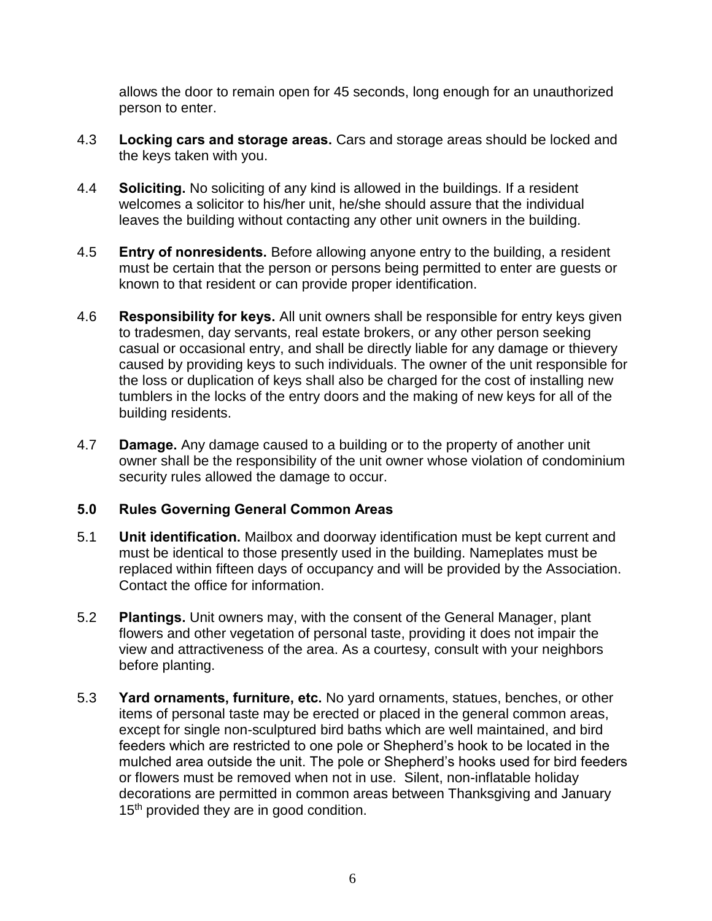allows the door to remain open for 45 seconds, long enough for an unauthorized person to enter.

4.3 **Locking cars and storage areas.** Cars and storage areas should be locked and the keys taken with you.

4.4 **Soliciting.** No soliciting of any kind is allowed in the buildings. If a resident welcomes a solicitor to his/her unit, he/she should assure that the individual leaves the building without contacting any other unit owners in the building.

4.5 **Entry of nonresidents.** Before allowing anyone entry to the building, a resident must be certain that the person or persons being permitted to enter are guests or known to that resident or can provide proper identification.

4.6 **Responsibility for keys.** All unit owners shall be responsible for entry keys given to tradesmen, day servants, real estate brokers, or any other person seeking casual or occasional entry, and shall be directly liable for any damage or thievery caused by providing keys to such individuals. The owner of the unit responsible for the loss or duplication of keys shall also be charged for the cost of installing new tumblers in the locks of the entry doors and the making of new keys for all of the building residents.

4.7 **Damage.** Any damage caused to a building or to the property of another unit owner shall be the responsibility of the unit owner whose violation of condominium security rules allowed the damage to occur.

## 5.0 Rules Governing General Common Areas

5.1 **Unit identification.** Mailbox and doorway identification must be kept current and must be identical to those presently used in the building. Nameplates must be replaced within fifteen days of occupancy and will be provided by the Association. Contact the office for information.

5.2 **Plantings.** Unit owners may, with the consent of the General Manager, plant flowers and other vegetation of personal taste, providing it does not impair the view and attractiveness of the area. As a courtesy, consult with your neighbors before planting.

5.3 **Yard ornaments, furniture, etc.** No yard ornaments, statues, benches, or other items of personal taste may be erected or placed in the general common areas, except for single non-sculptured bird baths which are well maintained, and bird feeders which are restricted to one pole or Shepherd's hook to be located in the mulched area outside the unit. The pole or Shepherd's hooks used for bird feeders or flowers must be removed when not in use. Silent, non-inflatable holiday decorations are permitted in common areas between Thanksgiving and January 15th provided they are in good condition.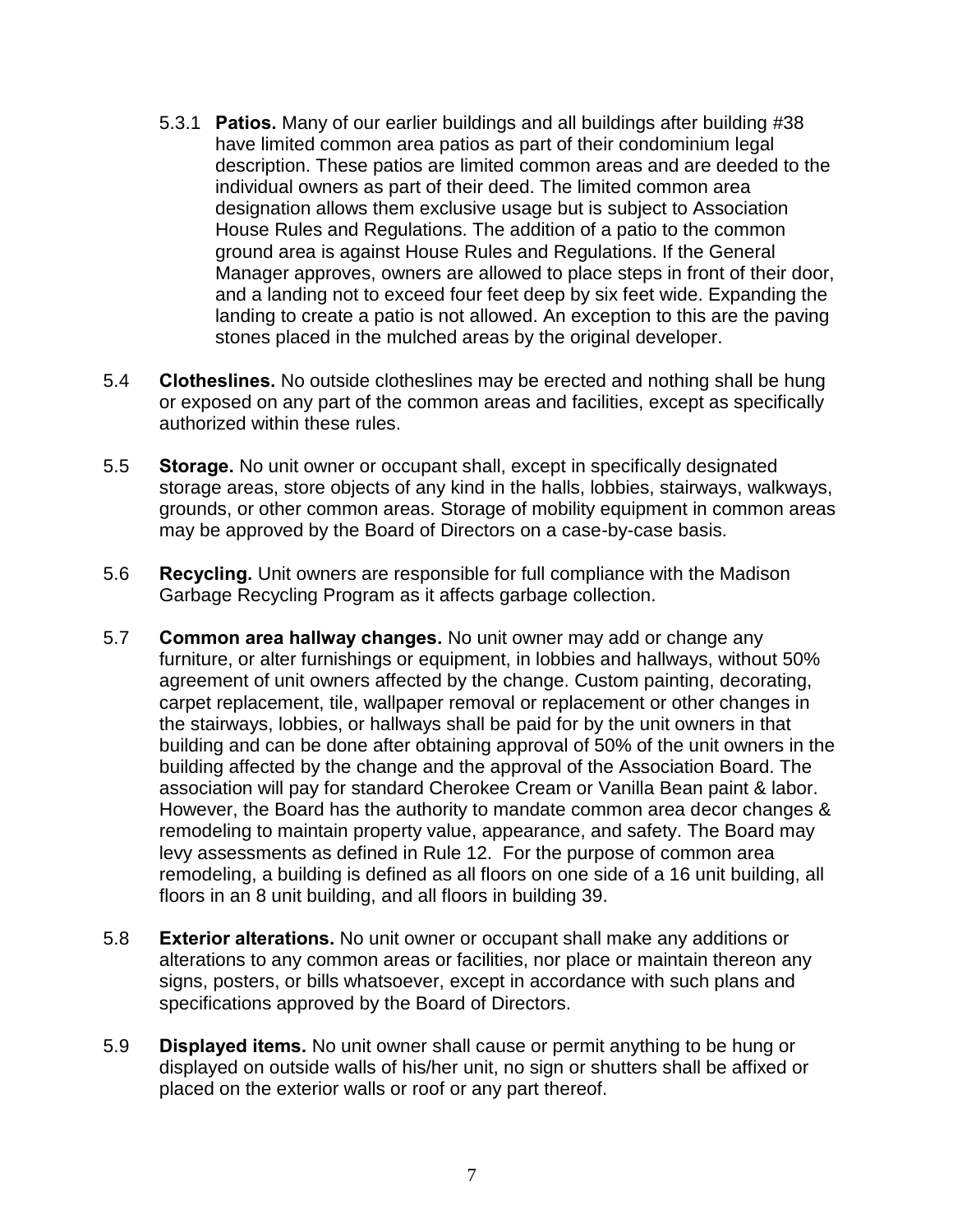5.3.1 **Patios.** Many of our earlier buildings and all buildings after building #38 have limited common area patios as part of their condominium legal description. These patios are limited common areas and are deeded to the individual owners as part of their deed. The limited common area designation allows them exclusive usage but is subject to Association House Rules and Regulations. The addition of a patio to the common ground area is against House Rules and Regulations. If the General Manager approves, owners are allowed to place steps in front of their door, and a landing not to exceed four feet deep by six feet wide. Expanding the landing to create a patio is not allowed. An exception to this are the paving stones placed in the mulched areas by the original developer.

5.4 **Clotheslines.** No outside clotheslines may be erected and nothing shall be hung or exposed on any part of the common areas and facilities, except as specifically authorized within these rules.

5.5 **Storage.** No unit owner or occupant shall, except in specifically designated storage areas, store objects of any kind in the halls, lobbies, stairways, walkways, grounds, or other common areas. Storage of mobility equipment in common areas may be approved by the Board of Directors on a case-by-case basis.

5.6 **Recycling.** Unit owners are responsible for full compliance with the Madison Garbage Recycling Program as it affects garbage collection.

5.7 **Common area hallway changes.** No unit owner may add or change any furniture, or alter furnishings or equipment, in lobbies and hallways, without 50% agreement of unit owners affected by the change. Custom painting, decorating, carpet replacement, tile, wallpaper removal or replacement or other changes in the stairways, lobbies, or hallways shall be paid for by the unit owners in that building and can be done after obtaining approval of 50% of the unit owners in the building affected by the change and the approval of the Association Board. The association will pay for standard Cherokee Cream or Vanilla Bean paint & labor. However, the Board has the authority to mandate common area decor changes & remodeling to maintain property value, appearance, and safety. The Board may levy assessments as defined in Rule 12. For the purpose of common area remodeling, a building is defined as all floors on one side of a 16 unit building, all floors in an 8 unit building, and all floors in building 39.

5.8 **Exterior alterations.** No unit owner or occupant shall make any additions or alterations to any common areas or facilities, nor place or maintain thereon any signs, posters, or bills whatsoever, except in accordance with such plans and specifications approved by the Board of Directors.

5.9 **Displayed items.** No unit owner shall cause or permit anything to be hung or displayed on outside walls of his/her unit, no sign or shutters shall be affixed or placed on the exterior walls or roof or any part thereof.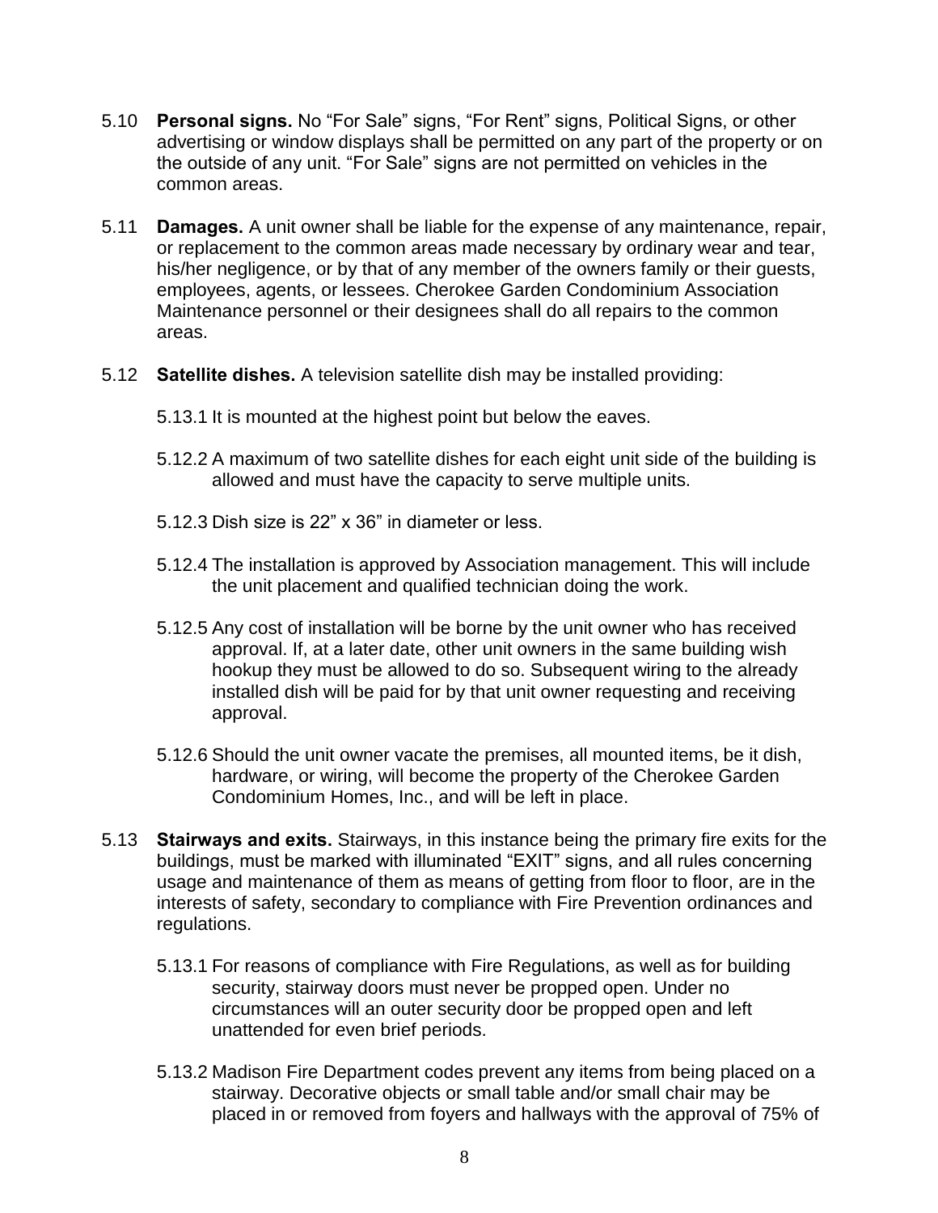5.10 **Personal signs.** No "For Sale" signs, "For Rent" signs, Political Signs, or other advertising or window displays shall be permitted on any part of the property or on the outside of any unit. "For Sale" signs are not permitted on vehicles in the common areas.

5.11 **Damages.** A unit owner shall be liable for the expense of any maintenance, repair, or replacement to the common areas made necessary by ordinary wear and tear, his/her negligence, or by that of any member of the owners family or their guests, employees, agents, or lessees. Cherokee Garden Condominium Association Maintenance personnel or their designees shall do all repairs to the common areas.

5.12 **Satellite dishes.** A television satellite dish may be installed providing:

5.13.1 It is mounted at the highest point but below the eaves.

5.12.2 A maximum of two satellite dishes for each eight unit side of the building is allowed and must have the capacity to serve multiple units.

5.12.3 Dish size is 22" x 36" in diameter or less.

5.12.4 The installation is approved by Association management. This will include the unit placement and qualified technician doing the work.

5.12.5 Any cost of installation will be borne by the unit owner who has received approval. If, at a later date, other unit owners in the same building wish hookup they must be allowed to do so. Subsequent wiring to the already installed dish will be paid for by that unit owner requesting and receiving approval.

5.12.6 Should the unit owner vacate the premises, all mounted items, be it dish, hardware, or wiring, will become the property of the Cherokee Garden Condominium Homes, Inc., and will be left in place.

5.13 **Stairways and exits.** Stairways, in this instance being the primary fire exits for the buildings, must be marked with illuminated "EXIT" signs, and all rules concerning usage and maintenance of them as means of getting from floor to floor, are in the interests of safety, secondary to compliance with Fire Prevention ordinances and regulations.

5.13.1 For reasons of compliance with Fire Regulations, as well as for building security, stairway doors must never be propped open. Under no circumstances will an outer security door be propped open and left unattended for even brief periods.

5.13.2 Madison Fire Department codes prevent any items from being placed on a stairway. Decorative objects or small table and/or small chair may be placed in or removed from foyers and hallways with the approval of 75% of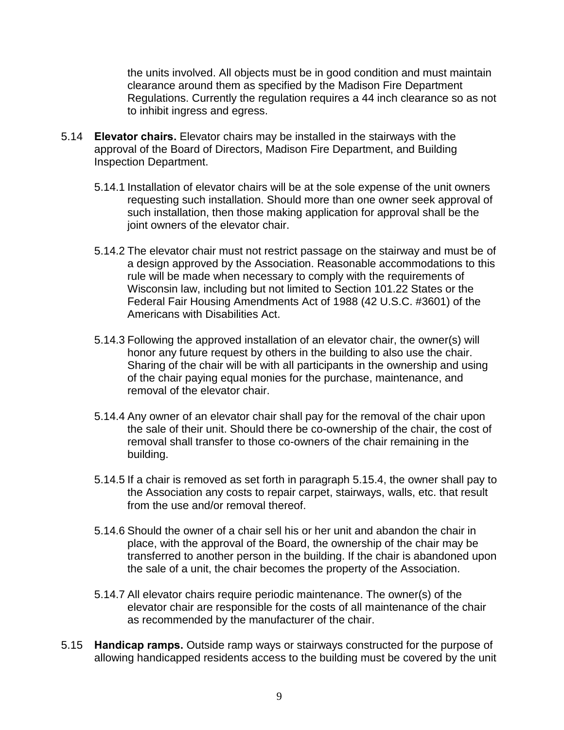the units involved. All objects must be in good condition and must maintain clearance around them as specified by the Madison Fire Department Regulations. Currently the regulation requires a 44 inch clearance so as not to inhibit ingress and egress.

5.14 **Elevator chairs.** Elevator chairs may be installed in the stairways with the approval of the Board of Directors, Madison Fire Department, and Building Inspection Department.

5.14.1 Installation of elevator chairs will be at the sole expense of the unit owners requesting such installation. Should more than one owner seek approval of such installation, then those making application for approval shall be the joint owners of the elevator chair.

5.14.2 The elevator chair must not restrict passage on the stairway and must be of a design approved by the Association. Reasonable accommodations to this rule will be made when necessary to comply with the requirements of Wisconsin law, including but not limited to Section 101.22 States or the Federal Fair Housing Amendments Act of 1988 (42 U.S.C. #3601) of the Americans with Disabilities Act.

5.14.3 Following the approved installation of an elevator chair, the owner(s) will honor any future request by others in the building to also use the chair. Sharing of the chair will be with all participants in the ownership and using of the chair paying equal monies for the purchase, maintenance, and removal of the elevator chair.

5.14.4 Any owner of an elevator chair shall pay for the removal of the chair upon the sale of their unit. Should there be co-ownership of the chair, the cost of removal shall transfer to those co-owners of the chair remaining in the building.

5.14.5 If a chair is removed as set forth in paragraph 5.15.4, the owner shall pay to the Association any costs to repair carpet, stairways, walls, etc. that result from the use and/or removal thereof.

5.14.6 Should the owner of a chair sell his or her unit and abandon the chair in place, with the approval of the Board, the ownership of the chair may be transferred to another person in the building. If the chair is abandoned upon the sale of a unit, the chair becomes the property of the Association.

5.14.7 All elevator chairs require periodic maintenance. The owner(s) of the elevator chair are responsible for the costs of all maintenance of the chair as recommended by the manufacturer of the chair.

5.15 **Handicap ramps.** Outside ramp ways or stairways constructed for the purpose of allowing handicapped residents access to the building must be covered by the unit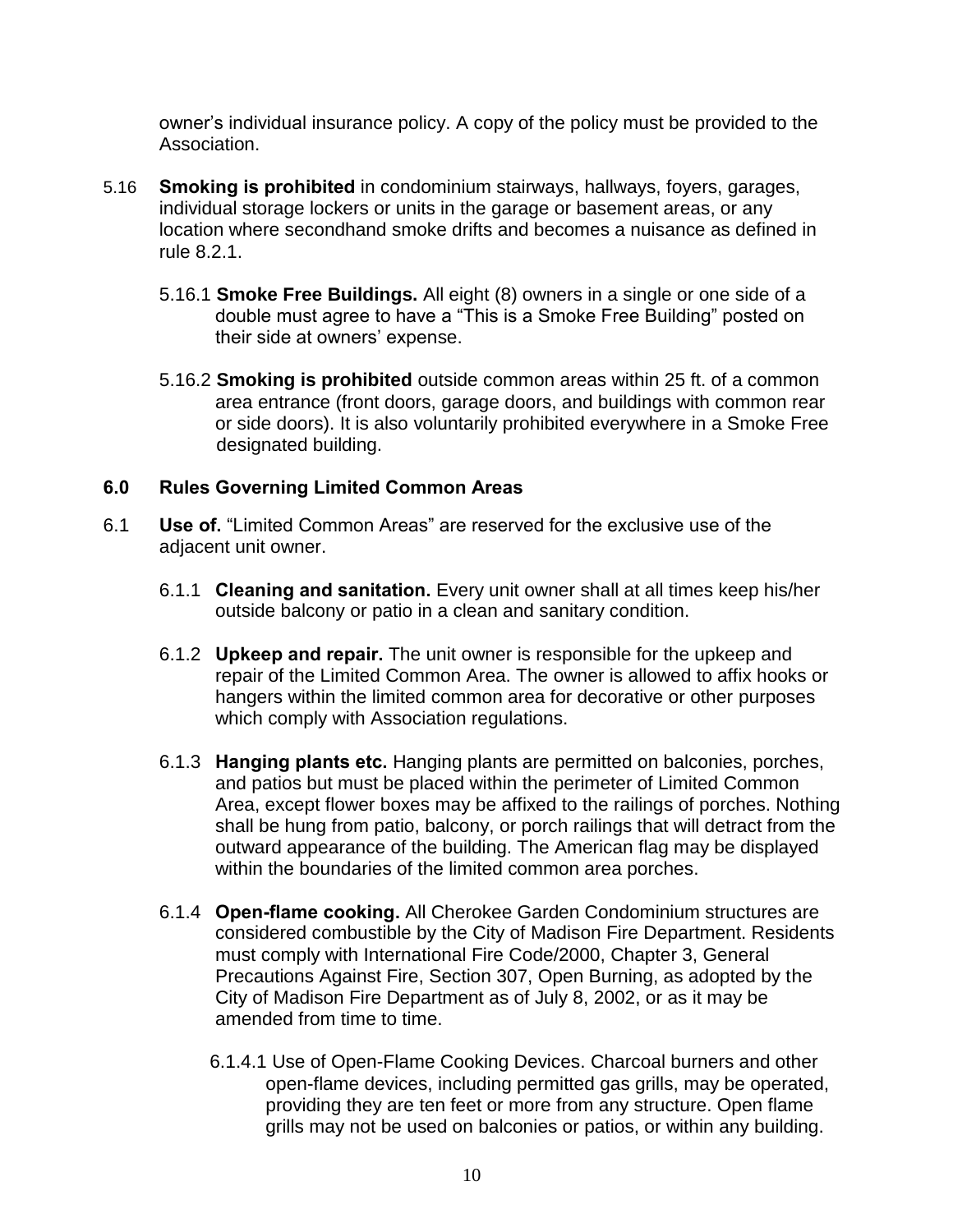owner's individual insurance policy. A copy of the policy must be provided to the Association.

5.16 **Smoking is prohibited** in condominium stairways, hallways, foyers, garages, individual storage lockers or units in the garage or basement areas, or any location where secondhand smoke drifts and becomes a nuisance as defined in rule 8.2.1.

5.16.1 **Smoke Free Buildings.** All eight (8) owners in a single or one side of a double must agree to have a "This is a Smoke Free Building" posted on their side at owners' expense.

5.16.2 **Smoking is prohibited** outside common areas within 25 ft. of a common area entrance (front doors, garage doors, and buildings with common rear or side doors). It is also voluntarily prohibited everywhere in a Smoke Free designated building.

## 6.0 Rules Governing Limited Common Areas

6.1 **Use of.** "Limited Common Areas" are reserved for the exclusive use of the adjacent unit owner.

6.1.1 **Cleaning and sanitation.** Every unit owner shall at all times keep his/her outside balcony or patio in a clean and sanitary condition.

6.1.2 **Upkeep and repair.** The unit owner is responsible for the upkeep and repair of the Limited Common Area. The owner is allowed to affix hooks or hangers within the limited common area for decorative or other purposes which comply with Association regulations.

6.1.3 **Hanging plants etc.** Hanging plants are permitted on balconies, porches, and patios but must be placed within the perimeter of Limited Common Area, except flower boxes may be affixed to the railings of porches. Nothing shall be hung from patio, balcony, or porch railings that will detract from the outward appearance of the building. The American flag may be displayed within the boundaries of the limited common area porches.

6.1.4 **Open-flame cooking.** All Cherokee Garden Condominium structures are considered combustible by the City of Madison Fire Department. Residents must comply with International Fire Code/2000, Chapter 3, General Precautions Against Fire, Section 307, Open Burning, as adopted by the City of Madison Fire Department as of July 8, 2002, or as it may be amended from time to time.

6.1.4.1 Use of Open-Flame Cooking Devices. Charcoal burners and other open-flame devices, including permitted gas grills, may be operated, providing they are ten feet or more from any structure. Open flame grills may not be used on balconies or patios, or within any building.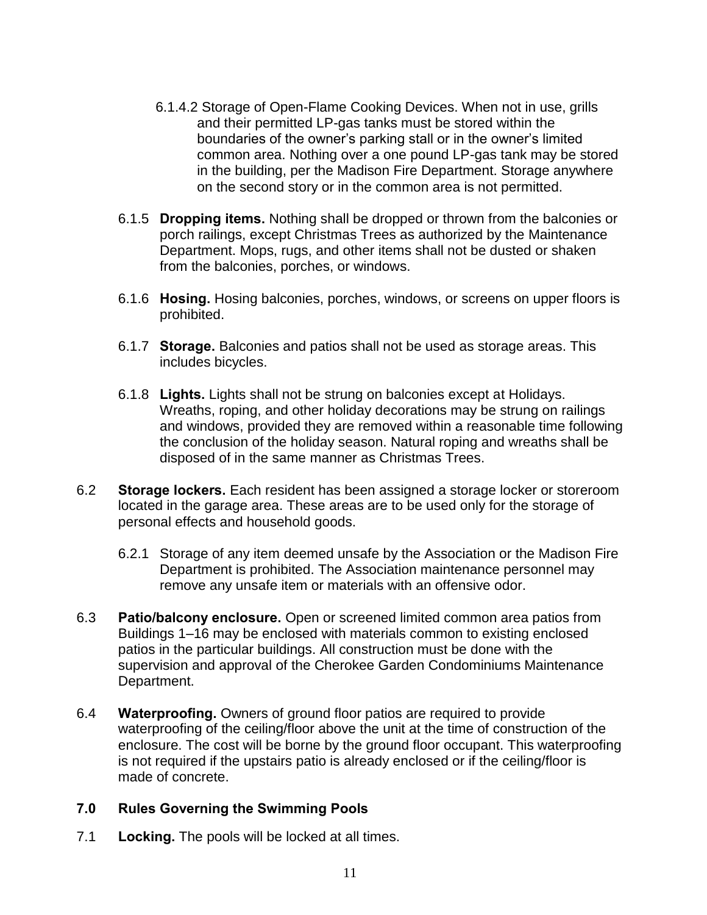6.1.4.2 Storage of Open-Flame Cooking Devices. When not in use, grills and their permitted LP-gas tanks must be stored within the boundaries of the owner's parking stall or in the owner's limited common area. Nothing over a one pound LP-gas tank may be stored in the building, per the Madison Fire Department. Storage anywhere on the second story or in the common area is not permitted.

6.1.5 **Dropping items.** Nothing shall be dropped or thrown from the balconies or porch railings, except Christmas Trees as authorized by the Maintenance Department. Mops, rugs, and other items shall not be dusted or shaken from the balconies, porches, or windows.

6.1.6 **Hosing.** Hosing balconies, porches, windows, or screens on upper floors is prohibited.

6.1.7 **Storage.** Balconies and patios shall not be used as storage areas. This includes bicycles.

6.1.8 **Lights.** Lights shall not be strung on balconies except at Holidays. Wreaths, roping, and other holiday decorations may be strung on railings and windows, provided they are removed within a reasonable time following the conclusion of the holiday season. Natural roping and wreaths shall be disposed of in the same manner as Christmas Trees.

6.2 **Storage lockers.** Each resident has been assigned a storage locker or storeroom located in the garage area. These areas are to be used only for the storage of personal effects and household goods.

6.2.1 Storage of any item deemed unsafe by the Association or the Madison Fire Department is prohibited. The Association maintenance personnel may remove any unsafe item or materials with an offensive odor.

6.3 **Patio/balcony enclosure.** Open or screened limited common area patios from Buildings 1–16 may be enclosed with materials common to existing enclosed patios in the particular buildings. All construction must be done with the supervision and approval of the Cherokee Garden Condominiums Maintenance Department.

6.4 **Waterproofing.** Owners of ground floor patios are required to provide waterproofing of the ceiling/floor above the unit at the time of construction of the enclosure. The cost will be borne by the ground floor occupant. This waterproofing is not required if the upstairs patio is already enclosed or if the ceiling/floor is made of concrete.

## 7.0 Rules Governing the Swimming Pools

7.1 **Locking.** The pools will be locked at all times.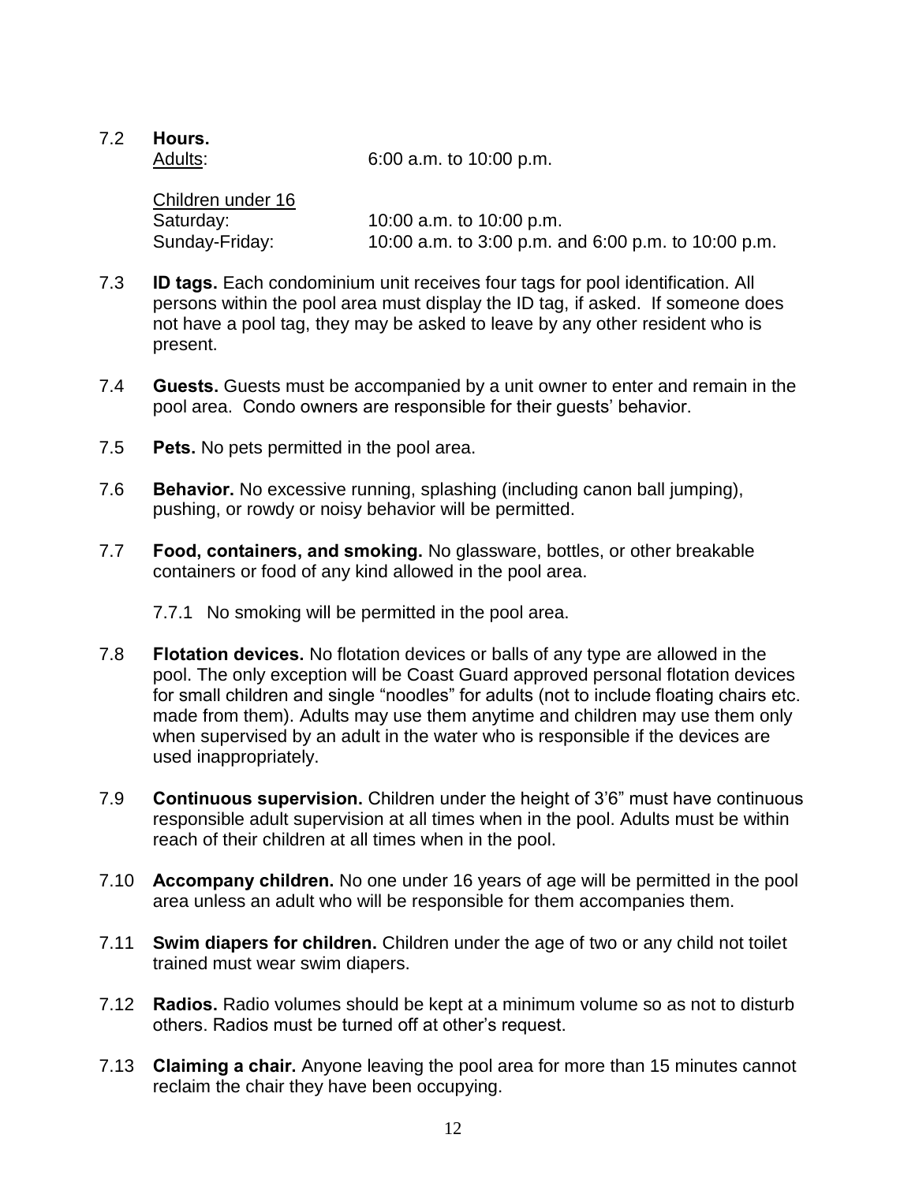7.2 **Hours.**

Adults: 6:00 a.m. to 10:00 p.m.

Children under 16

Saturday: 10:00 a.m. to 10:00 p.m.

Sunday-Friday: 10:00 a.m. to 3:00 p.m. and 6:00 p.m. to 10:00 p.m.

7.3 **ID tags.** Each condominium unit receives four tags for pool identification. All persons within the pool area must display the ID tag, if asked. If someone does not have a pool tag, they may be asked to leave by any other resident who is present.

7.4 **Guests.** Guests must be accompanied by a unit owner to enter and remain in the pool area. Condo owners are responsible for their guests' behavior.

7.5 **Pets.** No pets permitted in the pool area.

7.6 **Behavior.** No excessive running, splashing (including canon ball jumping), pushing, or rowdy or noisy behavior will be permitted.

7.7 **Food, containers, and smoking.** No glassware, bottles, or other breakable containers or food of any kind allowed in the pool area.

7.7.1 No smoking will be permitted in the pool area.

7.8 **Flotation devices.** No flotation devices or balls of any type are allowed in the pool. The only exception will be Coast Guard approved personal flotation devices for small children and single "noodles" for adults (not to include floating chairs etc. made from them). Adults may use them anytime and children may use them only when supervised by an adult in the water who is responsible if the devices are used inappropriately.

7.9 **Continuous supervision.** Children under the height of 3'6" must have continuous responsible adult supervision at all times when in the pool. Adults must be within reach of their children at all times when in the pool.

7.10 **Accompany children.** No one under 16 years of age will be permitted in the pool area unless an adult who will be responsible for them accompanies them.

7.11 **Swim diapers for children.** Children under the age of two or any child not toilet trained must wear swim diapers.

7.12 **Radios.** Radio volumes should be kept at a minimum volume so as not to disturb others. Radios must be turned off at other's request.

7.13 **Claiming a chair.** Anyone leaving the pool area for more than 15 minutes cannot reclaim the chair they have been occupying.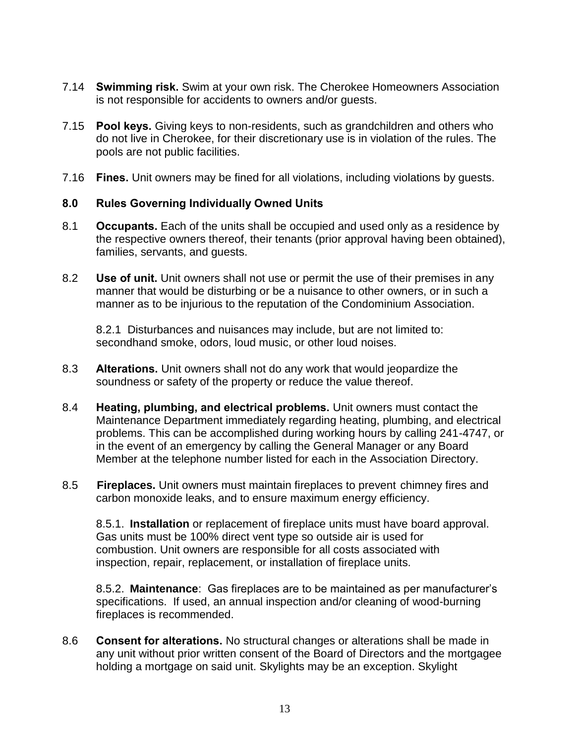7.14 **Swimming risk.** Swim at your own risk. The Cherokee Homeowners Association is not responsible for accidents to owners and/or guests.

7.15 **Pool keys.** Giving keys to non-residents, such as grandchildren and others who do not live in Cherokee, for their discretionary use is in violation of the rules. The pools are not public facilities.

7.16 **Fines.** Unit owners may be fined for all violations, including violations by guests.

## 8.0 Rules Governing Individually Owned Units

8.1 **Occupants.** Each of the units shall be occupied and used only as a residence by the respective owners thereof, their tenants (prior approval having been obtained), families, servants, and guests.

8.2 **Use of unit.** Unit owners shall not use or permit the use of their premises in any manner that would be disturbing or be a nuisance to other owners, or in such a manner as to be injurious to the reputation of the Condominium Association.

8.2.1 Disturbances and nuisances may include, but are not limited to: secondhand smoke, odors, loud music, or other loud noises.

8.3 **Alterations.** Unit owners shall not do any work that would jeopardize the soundness or safety of the property or reduce the value thereof.

8.4 **Heating, plumbing, and electrical problems.** Unit owners must contact the Maintenance Department immediately regarding heating, plumbing, and electrical problems. This can be accomplished during working hours by calling 241-4747, or in the event of an emergency by calling the General Manager or any Board Member at the telephone number listed for each in the Association Directory.

8.5 **Fireplaces.** Unit owners must maintain fireplaces to prevent chimney fires and carbon monoxide leaks, and to ensure maximum energy efficiency.

8.5.1. **Installation** or replacement of fireplace units must have board approval. Gas units must be 100% direct vent type so outside air is used for combustion. Unit owners are responsible for all costs associated with inspection, repair, replacement, or installation of fireplace units.

8.5.2. **Maintenance**: Gas fireplaces are to be maintained as per manufacturer's specifications. If used, an annual inspection and/or cleaning of wood-burning fireplaces is recommended.

8.6 **Consent for alterations.** No structural changes or alterations shall be made in any unit without prior written consent of the Board of Directors and the mortgagee holding a mortgage on said unit. Skylights may be an exception. Skylight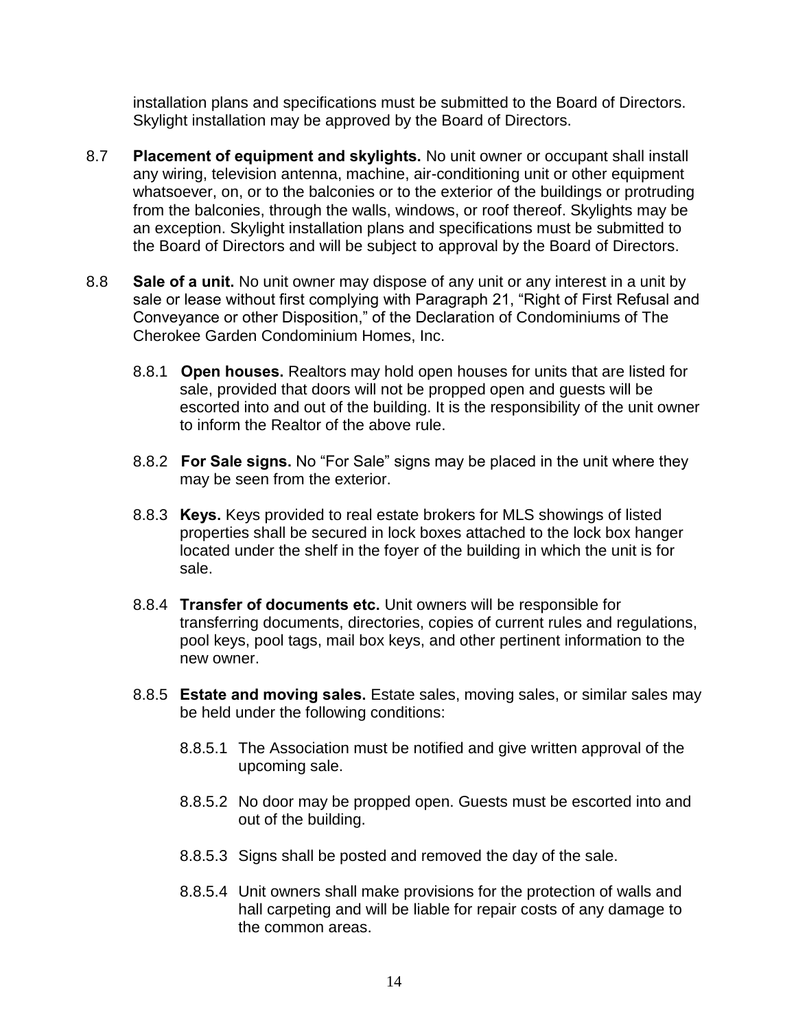installation plans and specifications must be submitted to the Board of Directors. Skylight installation may be approved by the Board of Directors.

8.7 **Placement of equipment and skylights.** No unit owner or occupant shall install any wiring, television antenna, machine, air-conditioning unit or other equipment whatsoever, on, or to the balconies or to the exterior of the buildings or protruding from the balconies, through the walls, windows, or roof thereof. Skylights may be an exception. Skylight installation plans and specifications must be submitted to the Board of Directors and will be subject to approval by the Board of Directors.

8.8 **Sale of a unit.** No unit owner may dispose of any unit or any interest in a unit by sale or lease without first complying with Paragraph 21, "Right of First Refusal and Conveyance or other Disposition," of the Declaration of Condominiums of The Cherokee Garden Condominium Homes, Inc.

8.8.1 **Open houses.** Realtors may hold open houses for units that are listed for sale, provided that doors will not be propped open and guests will be escorted into and out of the building. It is the responsibility of the unit owner to inform the Realtor of the above rule.

8.8.2 **For Sale signs.** No "For Sale" signs may be placed in the unit where they may be seen from the exterior.

8.8.3 **Keys.** Keys provided to real estate brokers for MLS showings of listed properties shall be secured in lock boxes attached to the lock box hanger located under the shelf in the foyer of the building in which the unit is for sale.

8.8.4 **Transfer of documents etc.** Unit owners will be responsible for transferring documents, directories, copies of current rules and regulations, pool keys, pool tags, mail box keys, and other pertinent information to the new owner.

8.8.5 **Estate and moving sales.** Estate sales, moving sales, or similar sales may be held under the following conditions:

8.8.5.1 The Association must be notified and give written approval of the upcoming sale.

8.8.5.2 No door may be propped open. Guests must be escorted into and out of the building.

8.8.5.3 Signs shall be posted and removed the day of the sale.

8.8.5.4 Unit owners shall make provisions for the protection of walls and hall carpeting and will be liable for repair costs of any damage to the common areas.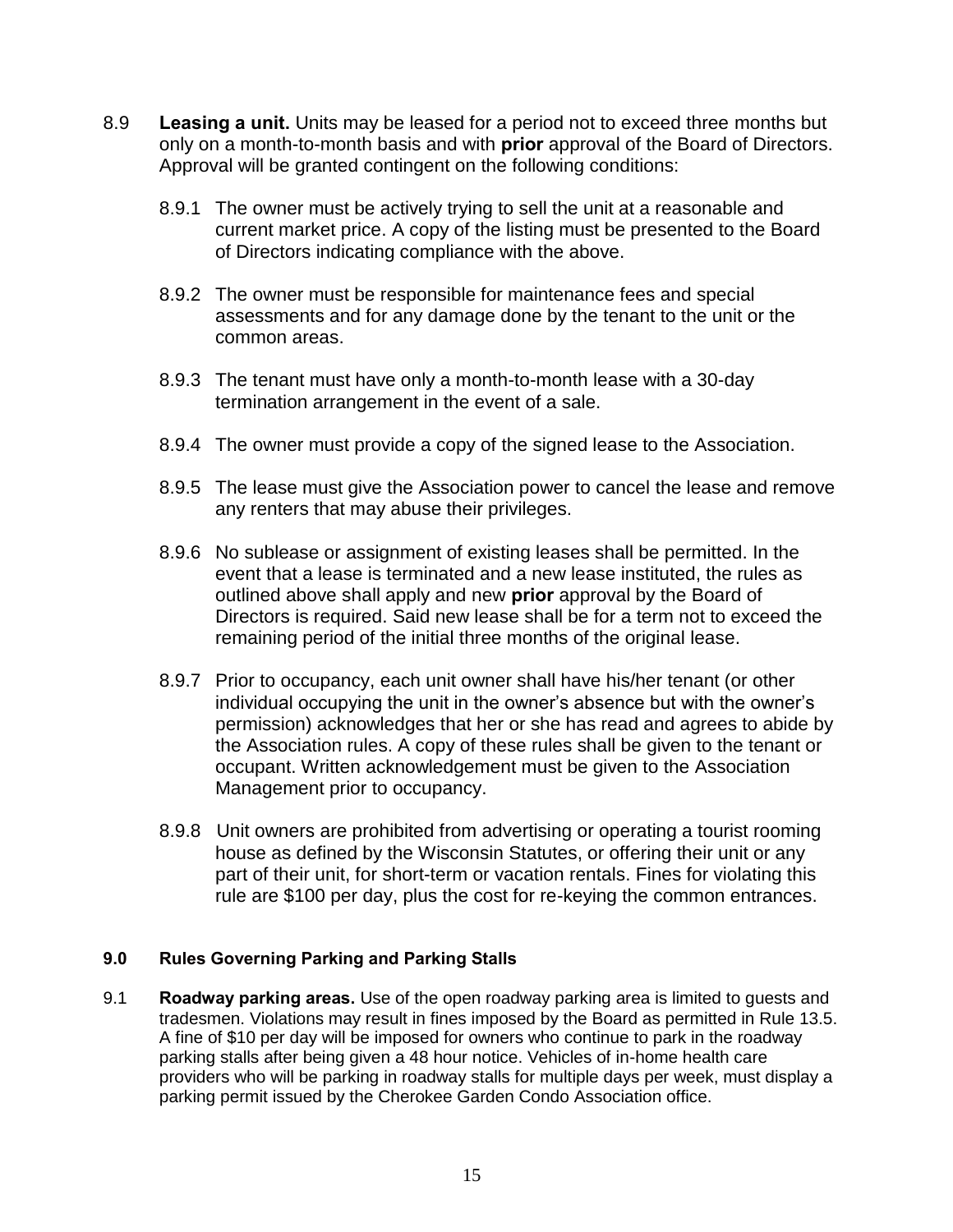8.9 **Leasing a unit.** Units may be leased for a period not to exceed three months but only on a month-to-month basis and with **prior** approval of the Board of Directors. Approval will be granted contingent on the following conditions:

8.9.1 The owner must be actively trying to sell the unit at a reasonable and current market price. A copy of the listing must be presented to the Board of Directors indicating compliance with the above.

8.9.2 The owner must be responsible for maintenance fees and special assessments and for any damage done by the tenant to the unit or the common areas.

8.9.3 The tenant must have only a month-to-month lease with a 30-day termination arrangement in the event of a sale.

8.9.4 The owner must provide a copy of the signed lease to the Association.

8.9.5 The lease must give the Association power to cancel the lease and remove any renters that may abuse their privileges.

8.9.6 No sublease or assignment of existing leases shall be permitted. In the event that a lease is terminated and a new lease instituted, the rules as outlined above shall apply and new **prior** approval by the Board of Directors is required. Said new lease shall be for a term not to exceed the remaining period of the initial three months of the original lease.

8.9.7 Prior to occupancy, each unit owner shall have his/her tenant (or other individual occupying the unit in the owner's absence but with the owner's permission) acknowledges that her or she has read and agrees to abide by the Association rules. A copy of these rules shall be given to the tenant or occupant. Written acknowledgement must be given to the Association Management prior to occupancy.

8.9.8 Unit owners are prohibited from advertising or operating a tourist rooming house as defined by the Wisconsin Statutes, or offering their unit or any part of their unit, for short-term or vacation rentals. Fines for violating this rule are $100 per day, plus the cost for re-keying the common entrances.

## 9.0 Rules Governing Parking and Parking Stalls

9.1 **Roadway parking areas.** Use of the open roadway parking area is limited to guests and tradesmen. Violations may result in fines imposed by the Board as permitted in Rule 13.5. A fine of $10 per day will be imposed for owners who continue to park in the roadway parking stalls after being given a 48 hour notice. Vehicles of in-home health care providers who will be parking in roadway stalls for multiple days per week, must display a parking permit issued by the Cherokee Garden Condo Association office.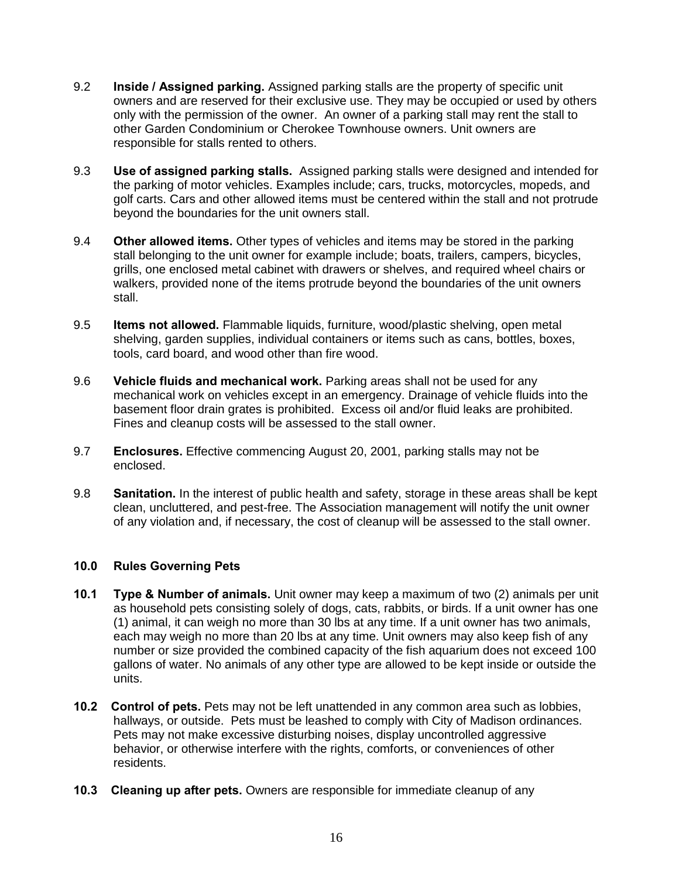9.2 **Inside / Assigned parking.** Assigned parking stalls are the property of specific unit owners and are reserved for their exclusive use. They may be occupied or used by others only with the permission of the owner. An owner of a parking stall may rent the stall to other Garden Condominium or Cherokee Townhouse owners. Unit owners are responsible for stalls rented to others.

9.3 **Use of assigned parking stalls.** Assigned parking stalls were designed and intended for the parking of motor vehicles. Examples include; cars, trucks, motorcycles, mopeds, and golf carts. Cars and other allowed items must be centered within the stall and not protrude beyond the boundaries for the unit owners stall.

9.4 **Other allowed items.** Other types of vehicles and items may be stored in the parking stall belonging to the unit owner for example include; boats, trailers, campers, bicycles, grills, one enclosed metal cabinet with drawers or shelves, and required wheel chairs or walkers, provided none of the items protrude beyond the boundaries of the unit owners stall.

9.5 **Items not allowed.** Flammable liquids, furniture, wood/plastic shelving, open metal shelving, garden supplies, individual containers or items such as cans, bottles, boxes, tools, card board, and wood other than fire wood.

9.6 **Vehicle fluids and mechanical work.** Parking areas shall not be used for any mechanical work on vehicles except in an emergency. Drainage of vehicle fluids into the basement floor drain grates is prohibited. Excess oil and/or fluid leaks are prohibited. Fines and cleanup costs will be assessed to the stall owner.

9.7 **Enclosures.** Effective commencing August 20, 2001, parking stalls may not be enclosed.

9.8 **Sanitation.** In the interest of public health and safety, storage in these areas shall be kept clean, uncluttered, and pest-free. The Association management will notify the unit owner of any violation and, if necessary, the cost of cleanup will be assessed to the stall owner.

## 10.0 Rules Governing Pets

**10.1 Type & Number of animals.** Unit owner may keep a maximum of two (2) animals per unit as household pets consisting solely of dogs, cats, rabbits, or birds. If a unit owner has one (1) animal, it can weigh no more than 30 lbs at any time. If a unit owner has two animals, each may weigh no more than 20 lbs at any time. Unit owners may also keep fish of any number or size provided the combined capacity of the fish aquarium does not exceed 100 gallons of water. No animals of any other type are allowed to be kept inside or outside the units.

**10.2 Control of pets.** Pets may not be left unattended in any common area such as lobbies, hallways, or outside. Pets must be leashed to comply with City of Madison ordinances. Pets may not make excessive disturbing noises, display uncontrolled aggressive behavior, or otherwise interfere with the rights, comforts, or conveniences of other residents.

**10.3 Cleaning up after pets.** Owners are responsible for immediate cleanup of any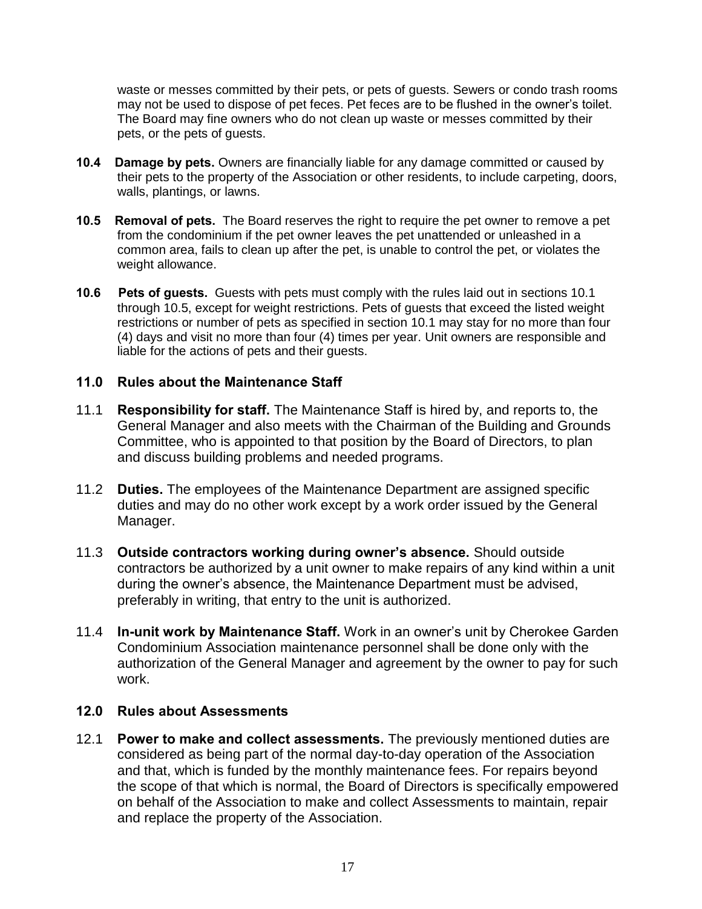waste or messes committed by their pets, or pets of guests. Sewers or condo trash rooms may not be used to dispose of pet feces. Pet feces are to be flushed in the owner's toilet. The Board may fine owners who do not clean up waste or messes committed by their pets, or the pets of guests.

**10.4 Damage by pets.** Owners are financially liable for any damage committed or caused by their pets to the property of the Association or other residents, to include carpeting, doors, walls, plantings, or lawns.

**10.5 Removal of pets.** The Board reserves the right to require the pet owner to remove a pet from the condominium if the pet owner leaves the pet unattended or unleashed in a common area, fails to clean up after the pet, is unable to control the pet, or violates the weight allowance.

**10.6 Pets of guests.** Guests with pets must comply with the rules laid out in sections 10.1 through 10.5, except for weight restrictions. Pets of guests that exceed the listed weight restrictions or number of pets as specified in section 10.1 may stay for no more than four (4) days and visit no more than four (4) times per year. Unit owners are responsible and liable for the actions of pets and their guests.

## 11.0 Rules about the Maintenance Staff

11.1 **Responsibility for staff.** The Maintenance Staff is hired by, and reports to, the General Manager and also meets with the Chairman of the Building and Grounds Committee, who is appointed to that position by the Board of Directors, to plan and discuss building problems and needed programs.

11.2 **Duties.** The employees of the Maintenance Department are assigned specific duties and may do no other work except by a work order issued by the General Manager.

11.3 **Outside contractors working during owner's absence.** Should outside contractors be authorized by a unit owner to make repairs of any kind within a unit during the owner's absence, the Maintenance Department must be advised, preferably in writing, that entry to the unit is authorized.

11.4 **In-unit work by Maintenance Staff.** Work in an owner's unit by Cherokee Garden Condominium Association maintenance personnel shall be done only with the authorization of the General Manager and agreement by the owner to pay for such work.

## 12.0 Rules about Assessments

12.1 **Power to make and collect assessments.** The previously mentioned duties are considered as being part of the normal day-to-day operation of the Association and that, which is funded by the monthly maintenance fees. For repairs beyond the scope of that which is normal, the Board of Directors is specifically empowered on behalf of the Association to make and collect Assessments to maintain, repair and replace the property of the Association.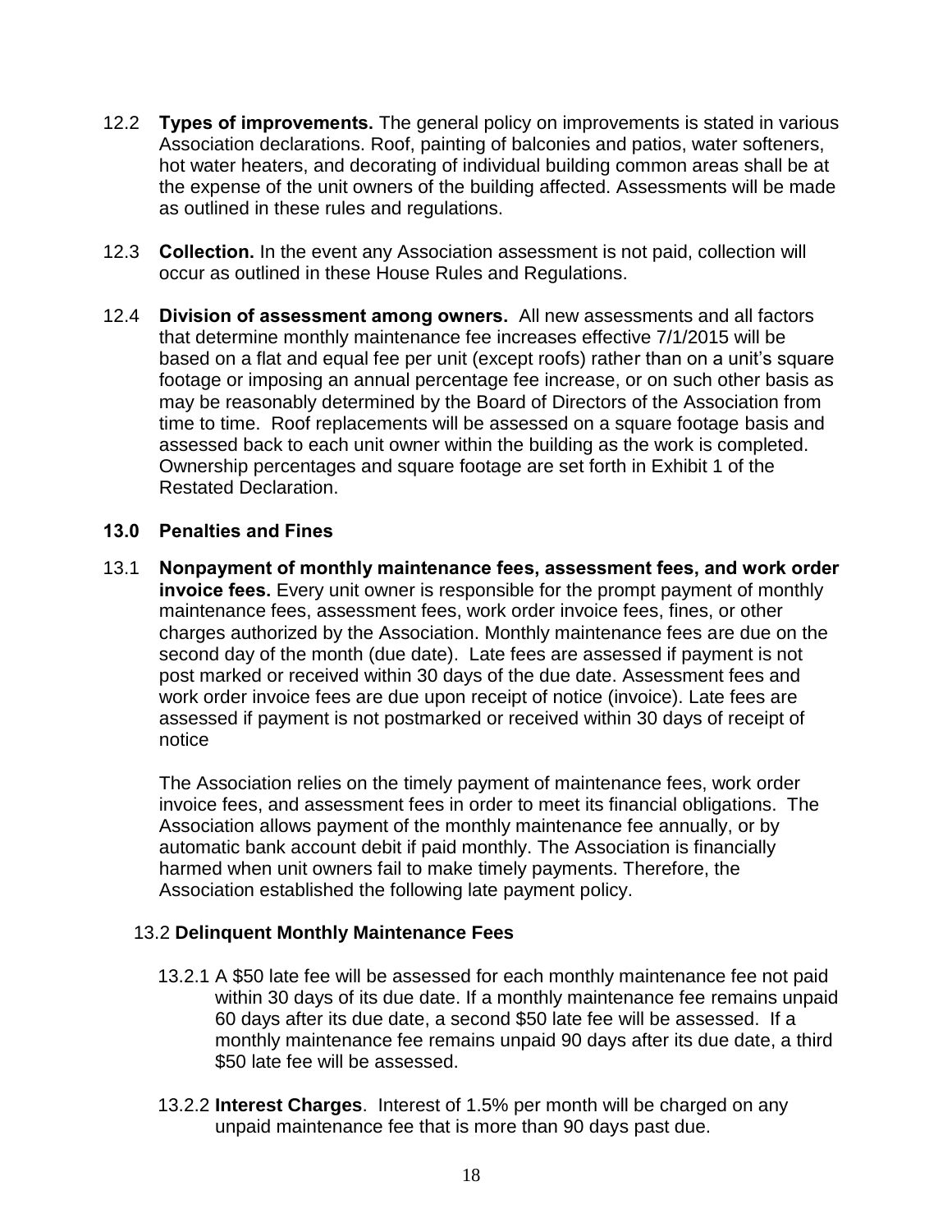12.2 **Types of improvements.** The general policy on improvements is stated in various Association declarations. Roof, painting of balconies and patios, water softeners, hot water heaters, and decorating of individual building common areas shall be at the expense of the unit owners of the building affected. Assessments will be made as outlined in these rules and regulations.

12.3 **Collection.** In the event any Association assessment is not paid, collection will occur as outlined in these House Rules and Regulations.

12.4 **Division of assessment among owners.** All new assessments and all factors that determine monthly maintenance fee increases effective 7/1/2015 will be based on a flat and equal fee per unit (except roofs) rather than on a unit's square footage or imposing an annual percentage fee increase, or on such other basis as may be reasonably determined by the Board of Directors of the Association from time to time. Roof replacements will be assessed on a square footage basis and assessed back to each unit owner within the building as the work is completed. Ownership percentages and square footage are set forth in Exhibit 1 of the Restated Declaration.

## 13.0 Penalties and Fines

13.1 **Nonpayment of monthly maintenance fees, assessment fees, and work order invoice fees.** Every unit owner is responsible for the prompt payment of monthly maintenance fees, assessment fees, work order invoice fees, fines, or other charges authorized by the Association. Monthly maintenance fees are due on the second day of the month (due date). Late fees are assessed if payment is not post marked or received within 30 days of the due date. Assessment fees and work order invoice fees are due upon receipt of notice (invoice). Late fees are assessed if payment is not postmarked or received within 30 days of receipt of notice

The Association relies on the timely payment of maintenance fees, work order invoice fees, and assessment fees in order to meet its financial obligations. The Association allows payment of the monthly maintenance fee annually, or by automatic bank account debit if paid monthly. The Association is financially harmed when unit owners fail to make timely payments. Therefore, the Association established the following late payment policy.

### 13.2 Delinquent Monthly Maintenance Fees

13.2.1 A $50 late fee will be assessed for each monthly maintenance fee not paid within 30 days of its due date. If a monthly maintenance fee remains unpaid 60 days after its due date, a second $50 late fee will be assessed. If a monthly maintenance fee remains unpaid 90 days after its due date, a third $50 late fee will be assessed.

13.2.2 **Interest Charges**. Interest of 1.5% per month will be charged on any unpaid maintenance fee that is more than 90 days past due.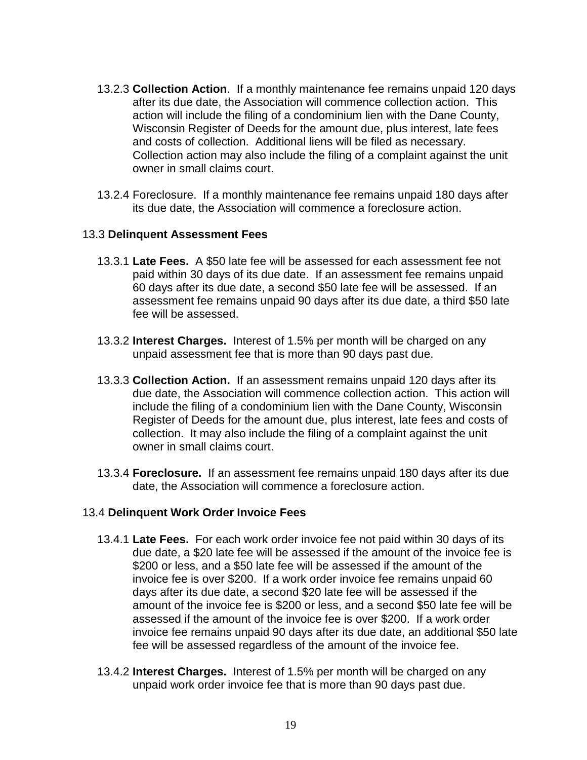13.2.3 **Collection Action**. If a monthly maintenance fee remains unpaid 120 days after its due date, the Association will commence collection action. This action will include the filing of a condominium lien with the Dane County, Wisconsin Register of Deeds for the amount due, plus interest, late fees and costs of collection. Additional liens will be filed as necessary. Collection action may also include the filing of a complaint against the unit owner in small claims court.

13.2.4 Foreclosure. If a monthly maintenance fee remains unpaid 180 days after its due date, the Association will commence a foreclosure action.

13.3 **Delinquent Assessment Fees**

13.3.1 **Late Fees.** A $50 late fee will be assessed for each assessment fee not paid within 30 days of its due date. If an assessment fee remains unpaid 60 days after its due date, a second $50 late fee will be assessed. If an assessment fee remains unpaid 90 days after its due date, a third $50 late fee will be assessed.

13.3.2 **Interest Charges.** Interest of 1.5% per month will be charged on any unpaid assessment fee that is more than 90 days past due.

13.3.3 **Collection Action.** If an assessment remains unpaid 120 days after its due date, the Association will commence collection action. This action will include the filing of a condominium lien with the Dane County, Wisconsin Register of Deeds for the amount due, plus interest, late fees and costs of collection. It may also include the filing of a complaint against the unit owner in small claims court.

13.3.4 **Foreclosure.** If an assessment fee remains unpaid 180 days after its due date, the Association will commence a foreclosure action.

13.4 **Delinquent Work Order Invoice Fees**

13.4.1 **Late Fees.** For each work order invoice fee not paid within 30 days of its due date, a $20 late fee will be assessed if the amount of the invoice fee is $200 or less, and a $50 late fee will be assessed if the amount of the invoice fee is over $200. If a work order invoice fee remains unpaid 60 days after its due date, a second $20 late fee will be assessed if the amount of the invoice fee is $200 or less, and a second $50 late fee will be assessed if the amount of the invoice fee is over $200. If a work order invoice fee remains unpaid 90 days after its due date, an additional $50 late fee will be assessed regardless of the amount of the invoice fee.

13.4.2 **Interest Charges.** Interest of 1.5% per month will be charged on any unpaid work order invoice fee that is more than 90 days past due.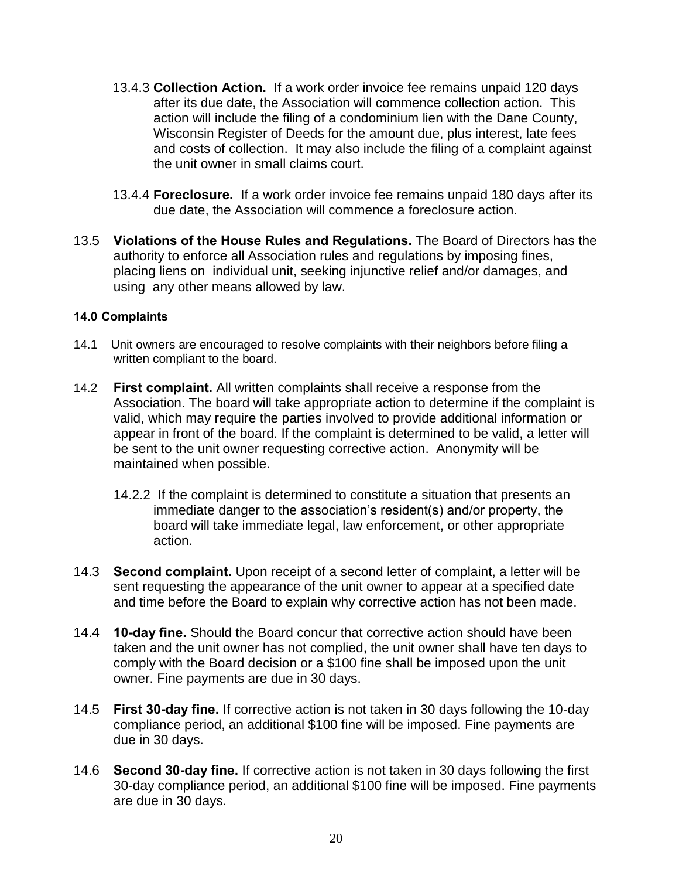13.4.3 **Collection Action.** If a work order invoice fee remains unpaid 120 days after its due date, the Association will commence collection action. This action will include the filing of a condominium lien with the Dane County, Wisconsin Register of Deeds for the amount due, plus interest, late fees and costs of collection. It may also include the filing of a complaint against the unit owner in small claims court.

13.4.4 **Foreclosure.** If a work order invoice fee remains unpaid 180 days after its due date, the Association will commence a foreclosure action.

13.5 **Violations of the House Rules and Regulations.** The Board of Directors has the authority to enforce all Association rules and regulations by imposing fines, placing liens on individual unit, seeking injunctive relief and/or damages, and using any other means allowed by law.

**14.0 Complaints**

14.1 Unit owners are encouraged to resolve complaints with their neighbors before filing a written compliant to the board.

14.2 **First complaint.** All written complaints shall receive a response from the Association. The board will take appropriate action to determine if the complaint is valid, which may require the parties involved to provide additional information or appear in front of the board. If the complaint is determined to be valid, a letter will be sent to the unit owner requesting corrective action. Anonymity will be maintained when possible.

14.2.2 If the complaint is determined to constitute a situation that presents an immediate danger to the association's resident(s) and/or property, the board will take immediate legal, law enforcement, or other appropriate action.

14.3 **Second complaint.** Upon receipt of a second letter of complaint, a letter will be sent requesting the appearance of the unit owner to appear at a specified date and time before the Board to explain why corrective action has not been made.

14.4 **10-day fine.** Should the Board concur that corrective action should have been taken and the unit owner has not complied, the unit owner shall have ten days to comply with the Board decision or a $100 fine shall be imposed upon the unit owner. Fine payments are due in 30 days.

14.5 **First 30-day fine.** If corrective action is not taken in 30 days following the 10-day compliance period, an additional $100 fine will be imposed. Fine payments are due in 30 days.

14.6 **Second 30-day fine.** If corrective action is not taken in 30 days following the first 30-day compliance period, an additional $100 fine will be imposed. Fine payments are due in 30 days.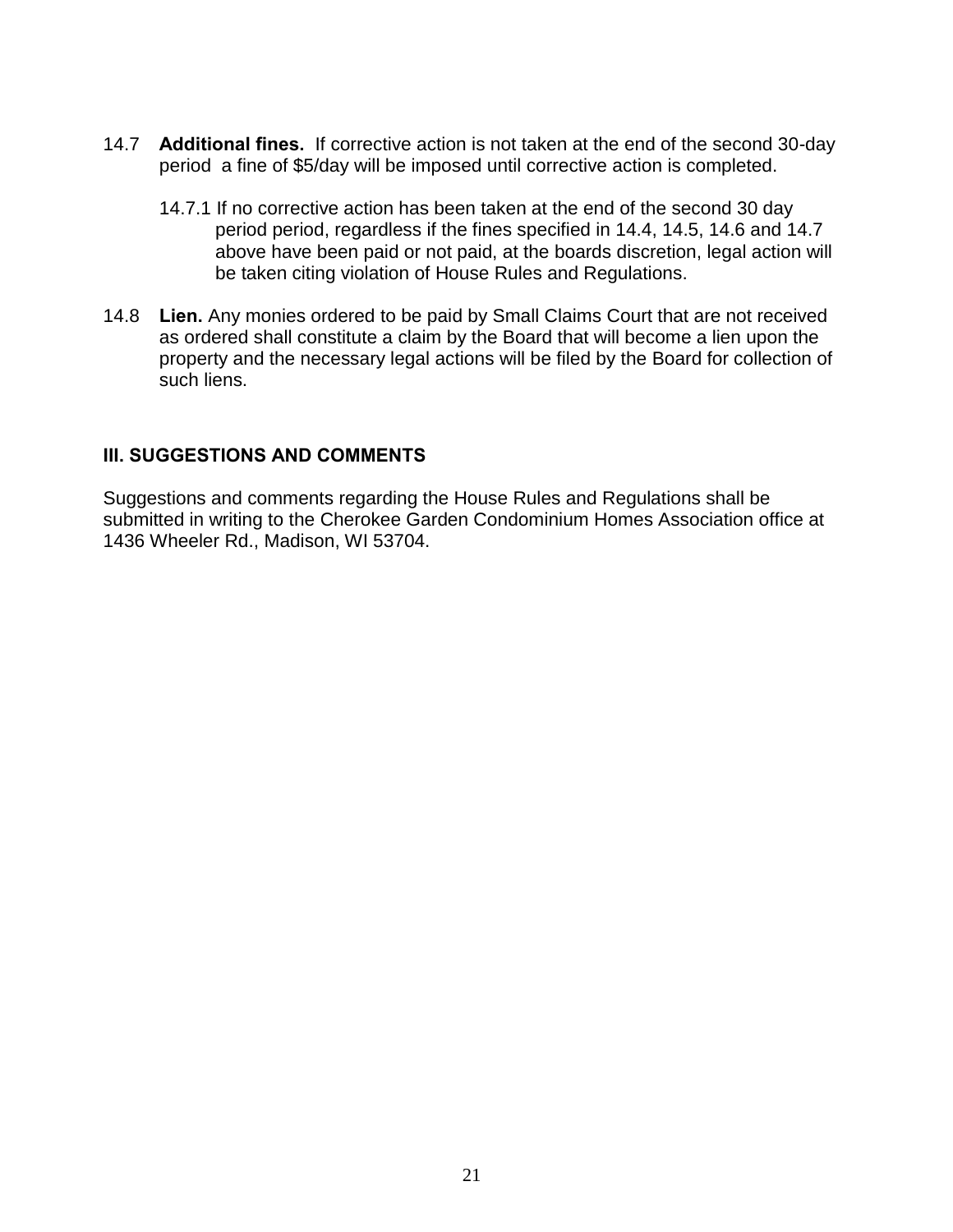14.7 **Additional fines.** If corrective action is not taken at the end of the second 30-day period a fine of $5/day will be imposed until corrective action is completed.

14.7.1 If no corrective action has been taken at the end of the second 30 day period period, regardless if the fines specified in 14.4, 14.5, 14.6 and 14.7 above have been paid or not paid, at the boards discretion, legal action will be taken citing violation of House Rules and Regulations.

14.8 **Lien.** Any monies ordered to be paid by Small Claims Court that are not received as ordered shall constitute a claim by the Board that will become a lien upon the property and the necessary legal actions will be filed by the Board for collection of such liens.

## III. SUGGESTIONS AND COMMENTS

Suggestions and comments regarding the House Rules and Regulations shall be submitted in writing to the Cherokee Garden Condominium Homes Association office at 1436 Wheeler Rd., Madison, WI 53704.